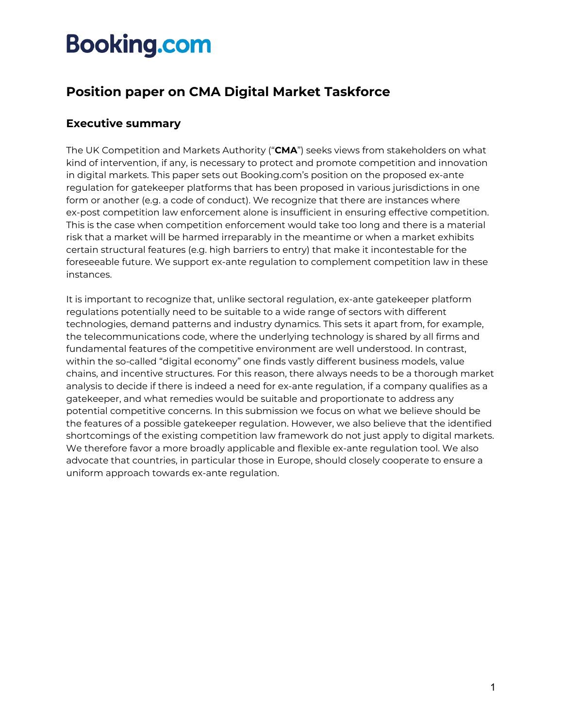# Booking.com

## Position paper on CMA Digital Market Taskforce

### Executive summary

The UK Competition and Markets Authority ("**CMA**") seeks views from stakeholders on what kind of intervention, if any, is necessary to protect and promote competition and innovation in digital markets. This paper sets out Booking.com's position on the proposed ex-ante regulation for gatekeeper platforms that has been proposed in various jurisdictions in one form or another (e.g. a code of conduct). We recognize that there are instances where ex-post competition law enforcement alone is insufficient in ensuring effective competition. This is the case when competition enforcement would take too long and there is a material risk that a market will be harmed irreparably in the meantime or when a market exhibits certain structural features (e.g. high barriers to entry) that make it incontestable for the foreseeable future. We support ex-ante regulation to complement competition law in these instances.

It is important to recognize that, unlike sectoral regulation, ex-ante gatekeeper platform regulations potentially need to be suitable to a wide range of sectors with different technologies, demand patterns and industry dynamics. This sets it apart from, for example, the telecommunications code, where the underlying technology is shared by all firms and fundamental features of the competitive environment are well understood. In contrast, within the so-called "digital economy" one finds vastly different business models, value chains, and incentive structures. For this reason, there always needs to be a thorough market analysis to decide if there is indeed a need for ex-ante regulation, if a company qualifies as a gatekeeper, and what remedies would be suitable and proportionate to address any potential competitive concerns. In this submission we focus on what we believe should be the features of a possible gatekeeper regulation. However, we also believe that the identified shortcomings of the existing competition law framework do not just apply to digital markets. We therefore favor a more broadly applicable and flexible ex-ante regulation tool. We also advocate that countries, in particular those in Europe, should closely cooperate to ensure a uniform approach towards ex-ante regulation.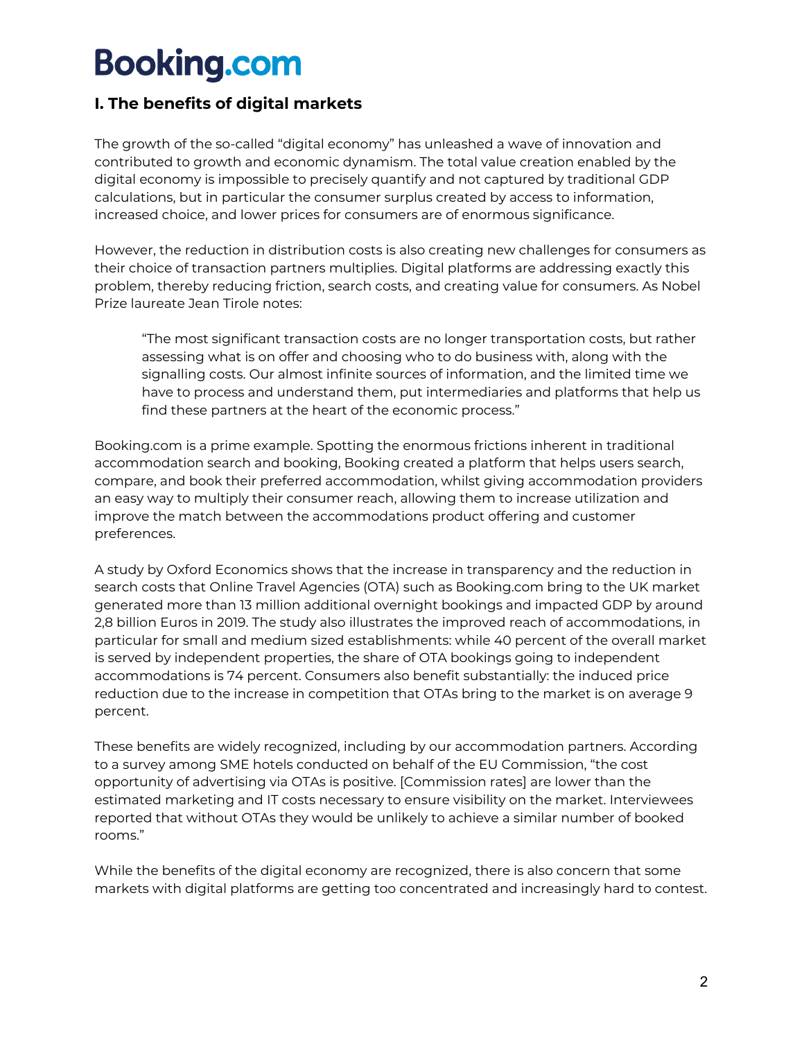## I. The benefits of digital markets

The growth of the so-called "digital economy" has unleashed a wave of innovation and contributed to growth and economic dynamism. The total value creation enabled by the digital economy is impossible to precisely quantify and not captured by traditional GDP calculations, but in particular the consumer surplus created by access to information, increased choice, and lower prices for consumers are of enormous significance.

However, the reduction in distribution costs is also creating new challenges for consumers as their choice of transaction partners multiplies. Digital platforms are addressing exactly this problem, thereby reducing friction, search costs, and creating value for consumers. As Nobel Prize laureate Jean Tirole notes:

> "The most significant transaction costs are no longer transportation costs, but rather assessing what is on offer and choosing who to do business with, along with the signalling costs. Our almost infinite sources of information, and the limited time we have to process and understand them, put intermediaries and platforms that help us find these partners at the heart of the economic process."

Booking.com is a prime example. Spotting the enormous frictions inherent in traditional accommodation search and booking, Booking created a platform that helps users search, compare, and book their preferred accommodation, whilst giving accommodation providers an easy way to multiply their consumer reach, allowing them to increase utilization and improve the match between the accommodations product offering and customer preferences.

A study by Oxford Economics shows that the increase in transparency and the reduction in search costs that Online Travel Agencies (OTA) such as Booking.com bring to the UK market generated more than 13 million additional overnight bookings and impacted GDP by around 2,8 billion Euros in 2019. The study also illustrates the improved reach of accommodations, in particular for small and medium sized establishments: while 40 percent of the overall market is served by independent properties, the share of OTA bookings going to independent accommodations is 74 percent. Consumers also benefit substantially: the induced price reduction due to the increase in competition that OTAs bring to the market is on average 9 percent.

These benefits are widely recognized, including by our accommodation partners. According to a survey among SME hotels conducted on behalf of the EU Commission, "the cost opportunity of advertising via OTAs is positive. [Commission rates] are lower than the estimated marketing and IT costs necessary to ensure visibility on the market. Interviewees reported that without OTAs they would be unlikely to achieve a similar number of booked rooms."

While the benefits of the digital economy are recognized, there is also concern that some markets with digital platforms are getting too concentrated and increasingly hard to contest.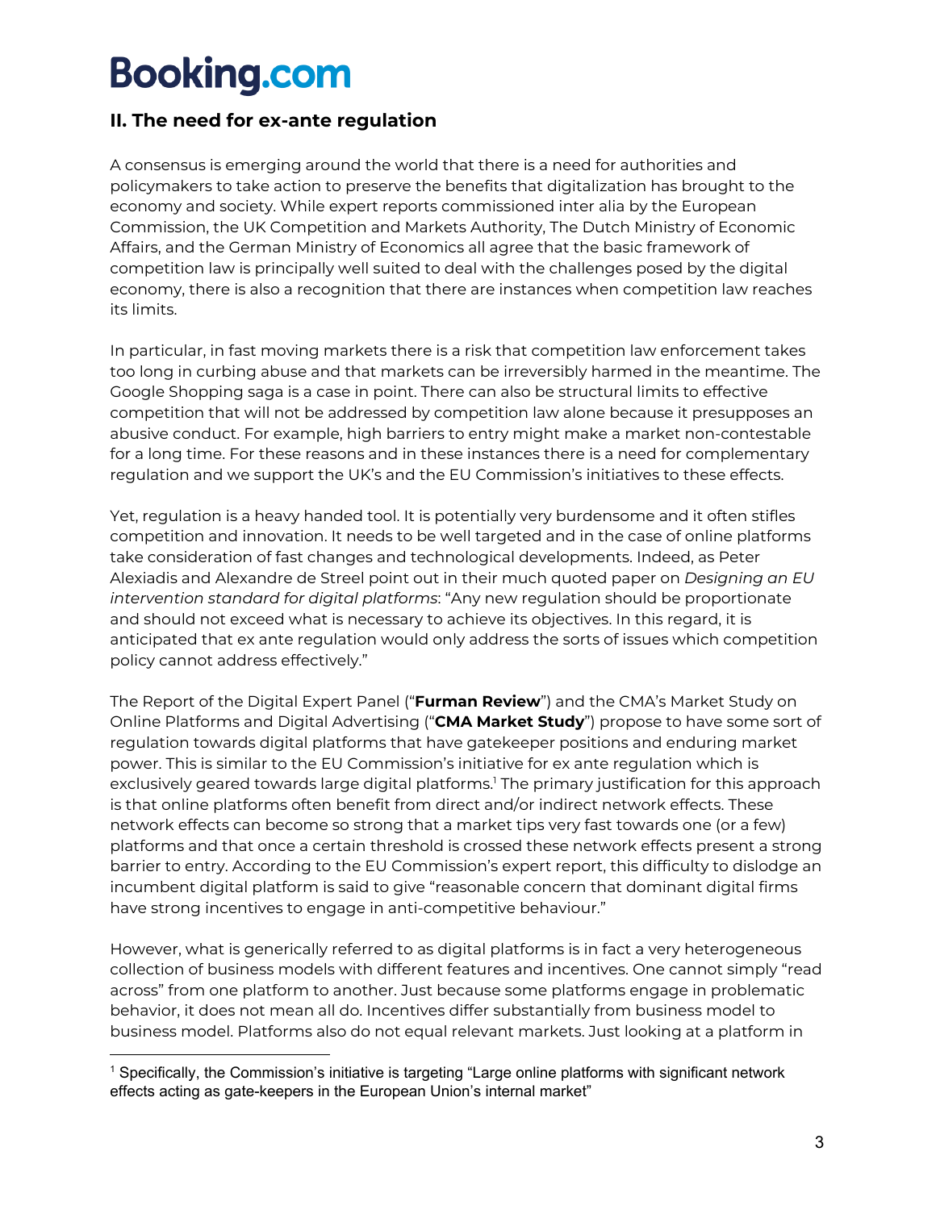## II. The need for ex-ante regulation

A consensus is emerging around the world that there is a need for authorities and policymakers to take action to preserve the benefits that digitalization has brought to the economy and society. While expert reports commissioned inter alia by the European Commission, the UK Competition and Markets Authority, The Dutch Ministry of Economic Affairs, and the German Ministry of Economics all agree that the basic framework of competition law is principally well suited to deal with the challenges posed by the digital economy, there is also a recognition that there are instances when competition law reaches its limits.

In particular, in fast moving markets there is a risk that competition law enforcement takes too long in curbing abuse and that markets can be irreversibly harmed in the meantime. The Google Shopping saga is a case in point. There can also be structural limits to effective competition that will not be addressed by competition law alone because it presupposes an abusive conduct. For example, high barriers to entry might make a market non-contestable for a long time. For these reasons and in these instances there is a need for complementary regulation and we support the UK's and the EU Commission's initiatives to these effects.

Yet, regulation is a heavy handed tool. It is potentially very burdensome and it often stifles competition and innovation. It needs to be well targeted and in the case of online platforms take consideration of fast changes and technological developments. Indeed, as Peter Alexiadis and Alexandre de Streel point out in their much quoted paper on *Designing an EU intervention standard for digital platforms*: "Any new regulation should be proportionate and should not exceed what is necessary to achieve its objectives. In this regard, it is anticipated that ex ante regulation would only address the sorts of issues which competition policy cannot address effectively."

The Report of the Digital Expert Panel ("**Furman Review**") and the CMA's Market Study on Online Platforms and Digital Advertising ("**CMA Market Study**") propose to have some sort of regulation towards digital platforms that have gatekeeper positions and enduring market power. This is similar to the EU Commission's initiative for ex ante regulation which is exclusively geared towards large digital platforms.[1] The primary justification for this approach is that online platforms often benefit from direct and/or indirect network effects. These network effects can become so strong that a market tips very fast towards one (or a few) platforms and that once a certain threshold is crossed these network effects present a strong barrier to entry. According to the EU Commission's expert report, this difficulty to dislodge an incumbent digital platform is said to give "reasonable concern that dominant digital firms have strong incentives to engage in anti-competitive behaviour."

However, what is generically referred to as digital platforms is in fact a very heterogeneous collection of business models with different features and incentives. One cannot simply "read across" from one platform to another. Just because some platforms engage in problematic behavior, it does not mean all do. Incentives differ substantially from business model to business model. Platforms also do not equal relevant markets. Just looking at a platform in

[1] Specifically, the Commission's initiative is targeting "Large online platforms with significant network effects acting as gate-keepers in the European Union's internal market"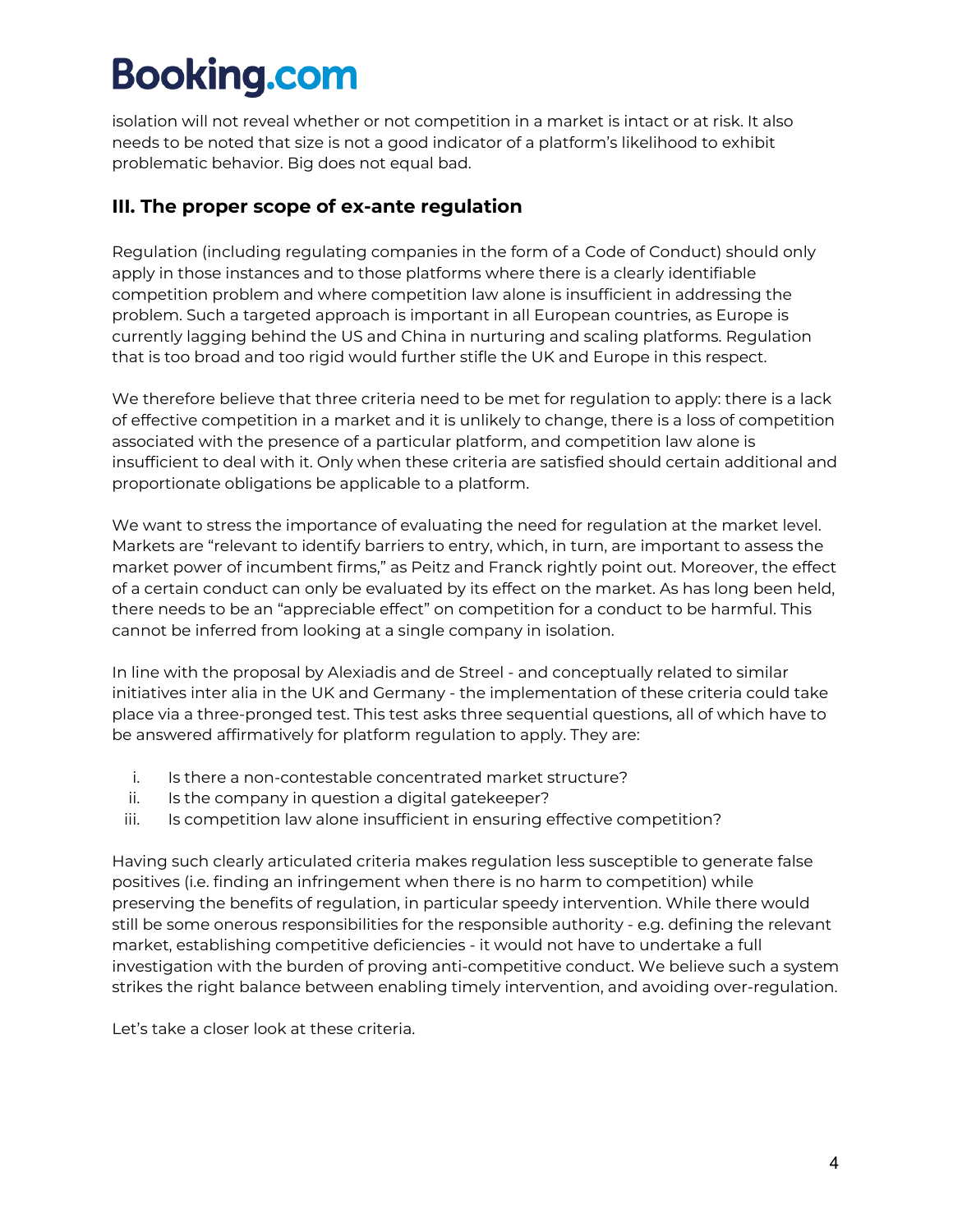isolation will not reveal whether or not competition in a market is intact or at risk. It also needs to be noted that size is not a good indicator of a platform's likelihood to exhibit problematic behavior. Big does not equal bad.

## III. The proper scope of ex-ante regulation

Regulation (including regulating companies in the form of a Code of Conduct) should only apply in those instances and to those platforms where there is a clearly identifiable competition problem and where competition law alone is insufficient in addressing the problem. Such a targeted approach is important in all European countries, as Europe is currently lagging behind the US and China in nurturing and scaling platforms. Regulation that is too broad and too rigid would further stifle the UK and Europe in this respect.

We therefore believe that three criteria need to be met for regulation to apply: there is a lack of effective competition in a market and it is unlikely to change, there is a loss of competition associated with the presence of a particular platform, and competition law alone is insufficient to deal with it. Only when these criteria are satisfied should certain additional and proportionate obligations be applicable to a platform.

We want to stress the importance of evaluating the need for regulation at the market level. Markets are "relevant to identify barriers to entry, which, in turn, are important to assess the market power of incumbent firms," as Peitz and Franck rightly point out. Moreover, the effect of a certain conduct can only be evaluated by its effect on the market. As has long been held, there needs to be an "appreciable effect" on competition for a conduct to be harmful. This cannot be inferred from looking at a single company in isolation.

In line with the proposal by Alexiadis and de Streel - and conceptually related to similar initiatives inter alia in the UK and Germany - the implementation of these criteria could take place via a three-pronged test. This test asks three sequential questions, all of which have to be answered affirmatively for platform regulation to apply. They are:

i. Is there a non-contestable concentrated market structure?
ii. Is the company in question a digital gatekeeper?
iii. Is competition law alone insufficient in ensuring effective competition?

Having such clearly articulated criteria makes regulation less susceptible to generate false positives (i.e. finding an infringement when there is no harm to competition) while preserving the benefits of regulation, in particular speedy intervention. While there would still be some onerous responsibilities for the responsible authority - e.g. defining the relevant market, establishing competitive deficiencies - it would not have to undertake a full investigation with the burden of proving anti-competitive conduct. We believe such a system strikes the right balance between enabling timely intervention, and avoiding over-regulation.

Let's take a closer look at these criteria.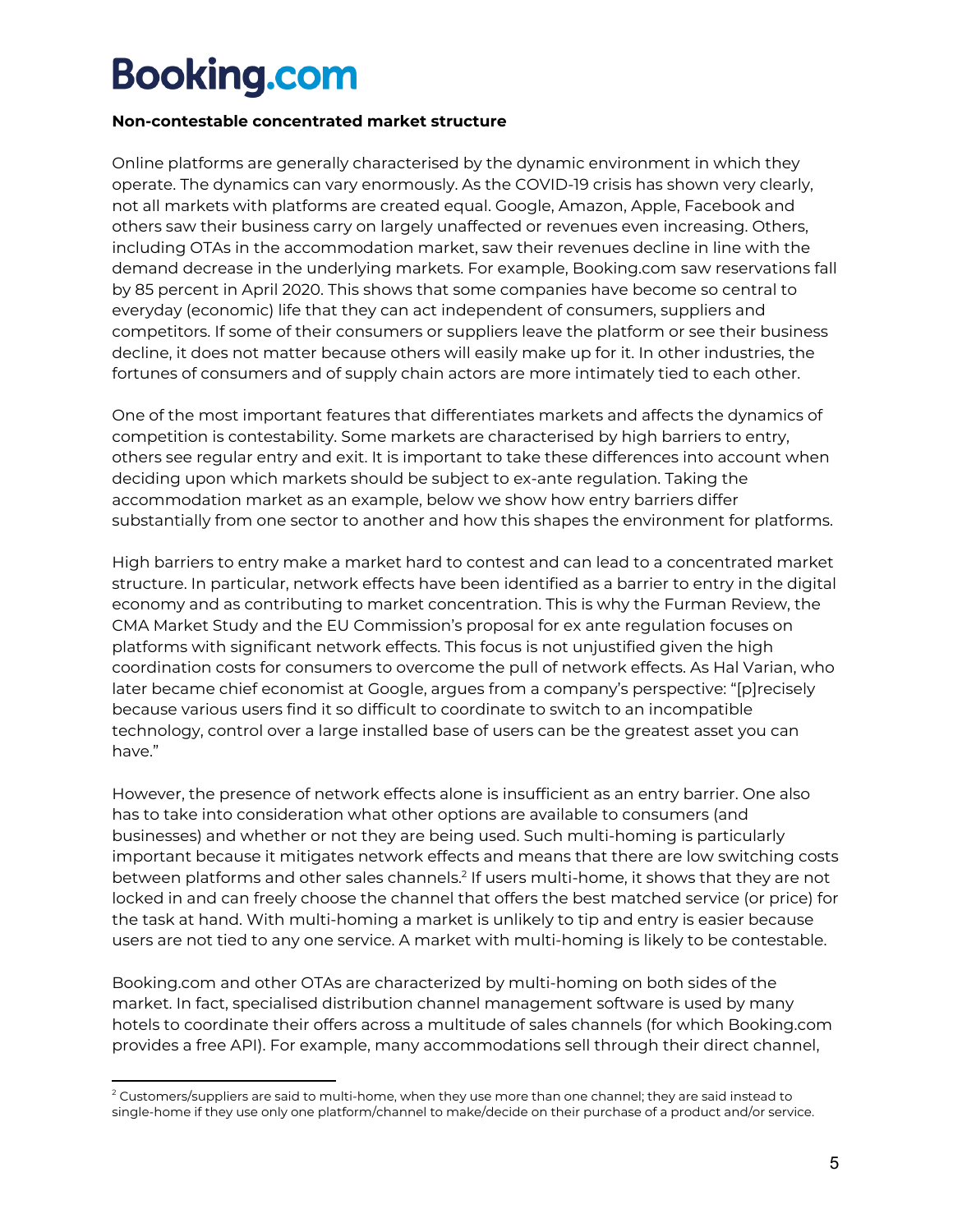**Non-contestable concentrated market structure**

Online platforms are generally characterised by the dynamic environment in which they operate. The dynamics can vary enormously. As the COVID-19 crisis has shown very clearly, not all markets with platforms are created equal. Google, Amazon, Apple, Facebook and others saw their business carry on largely unaffected or revenues even increasing. Others, including OTAs in the accommodation market, saw their revenues decline in line with the demand decrease in the underlying markets. For example, Booking.com saw reservations fall by 85 percent in April 2020. This shows that some companies have become so central to everyday (economic) life that they can act independent of consumers, suppliers and competitors. If some of their consumers or suppliers leave the platform or see their business decline, it does not matter because others will easily make up for it. In other industries, the fortunes of consumers and of supply chain actors are more intimately tied to each other.

One of the most important features that differentiates markets and affects the dynamics of competition is contestability. Some markets are characterised by high barriers to entry, others see regular entry and exit. It is important to take these differences into account when deciding upon which markets should be subject to ex-ante regulation. Taking the accommodation market as an example, below we show how entry barriers differ substantially from one sector to another and how this shapes the environment for platforms.

High barriers to entry make a market hard to contest and can lead to a concentrated market structure. In particular, network effects have been identified as a barrier to entry in the digital economy and as contributing to market concentration. This is why the Furman Review, the CMA Market Study and the EU Commission's proposal for ex ante regulation focuses on platforms with significant network effects. This focus is not unjustified given the high coordination costs for consumers to overcome the pull of network effects. As Hal Varian, who later became chief economist at Google, argues from a company's perspective: "[p]recisely because various users find it so difficult to coordinate to switch to an incompatible technology, control over a large installed base of users can be the greatest asset you can have."

However, the presence of network effects alone is insufficient as an entry barrier. One also has to take into consideration what other options are available to consumers (and businesses) and whether or not they are being used. Such multi-homing is particularly important because it mitigates network effects and means that there are low switching costs between platforms and other sales channels.[2] If users multi-home, it shows that they are not locked in and can freely choose the channel that offers the best matched service (or price) for the task at hand. With multi-homing a market is unlikely to tip and entry is easier because users are not tied to any one service. A market with multi-homing is likely to be contestable.

Booking.com and other OTAs are characterized by multi-homing on both sides of the market. In fact, specialised distribution channel management software is used by many hotels to coordinate their offers across a multitude of sales channels (for which Booking.com provides a free API). For example, many accommodations sell through their direct channel,

[2] Customers/suppliers are said to multi-home, when they use more than one channel; they are said instead to single-home if they use only one platform/channel to make/decide on their purchase of a product and/or service.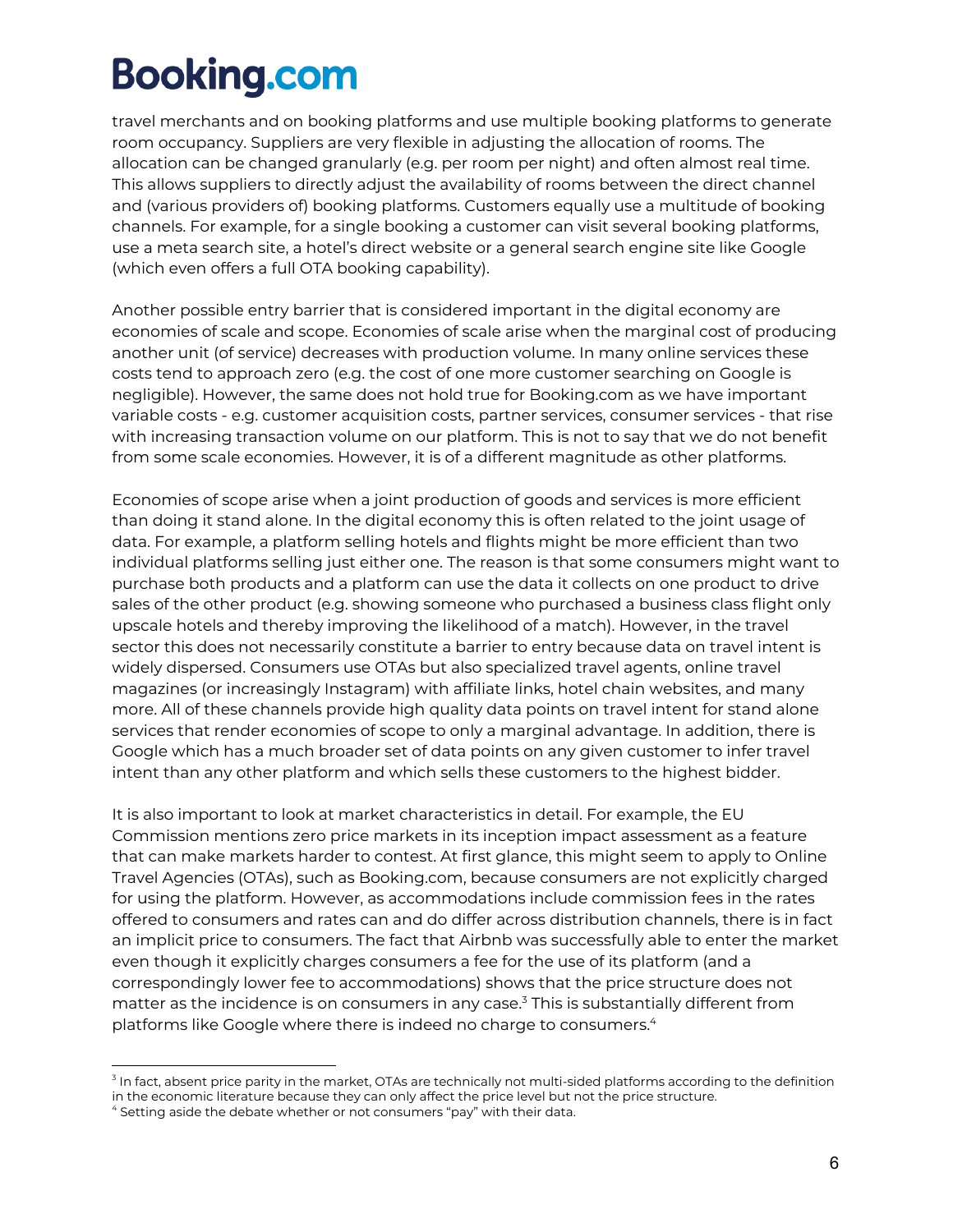travel merchants and on booking platforms and use multiple booking platforms to generate room occupancy. Suppliers are very flexible in adjusting the allocation of rooms. The allocation can be changed granularly (e.g. per room per night) and often almost real time. This allows suppliers to directly adjust the availability of rooms between the direct channel and (various providers of) booking platforms. Customers equally use a multitude of booking channels. For example, for a single booking a customer can visit several booking platforms, use a meta search site, a hotel's direct website or a general search engine site like Google (which even offers a full OTA booking capability).

Another possible entry barrier that is considered important in the digital economy are economies of scale and scope. Economies of scale arise when the marginal cost of producing another unit (of service) decreases with production volume. In many online services these costs tend to approach zero (e.g. the cost of one more customer searching on Google is negligible). However, the same does not hold true for Booking.com as we have important variable costs - e.g. customer acquisition costs, partner services, consumer services - that rise with increasing transaction volume on our platform. This is not to say that we do not benefit from some scale economies. However, it is of a different magnitude as other platforms.

Economies of scope arise when a joint production of goods and services is more efficient than doing it stand alone. In the digital economy this is often related to the joint usage of data. For example, a platform selling hotels and flights might be more efficient than two individual platforms selling just either one. The reason is that some consumers might want to purchase both products and a platform can use the data it collects on one product to drive sales of the other product (e.g. showing someone who purchased a business class flight only upscale hotels and thereby improving the likelihood of a match). However, in the travel sector this does not necessarily constitute a barrier to entry because data on travel intent is widely dispersed. Consumers use OTAs but also specialized travel agents, online travel magazines (or increasingly Instagram) with affiliate links, hotel chain websites, and many more. All of these channels provide high quality data points on travel intent for stand alone services that render economies of scope to only a marginal advantage. In addition, there is Google which has a much broader set of data points on any given customer to infer travel intent than any other platform and which sells these customers to the highest bidder.

It is also important to look at market characteristics in detail. For example, the EU Commission mentions zero price markets in its inception impact assessment as a feature that can make markets harder to contest. At first glance, this might seem to apply to Online Travel Agencies (OTAs), such as Booking.com, because consumers are not explicitly charged for using the platform. However, as accommodations include commission fees in the rates offered to consumers and rates can and do differ across distribution channels, there is in fact an implicit price to consumers. The fact that Airbnb was successfully able to enter the market even though it explicitly charges consumers a fee for the use of its platform (and a correspondingly lower fee to accommodations) shows that the price structure does not matter as the incidence is on consumers in any case.[3] This is substantially different from platforms like Google where there is indeed no charge to consumers.[4]

[3] In fact, absent price parity in the market, OTAs are technically not multi-sided platforms according to the definition in the economic literature because they can only affect the price level but not the price structure.

[4] Setting aside the debate whether or not consumers "pay" with their data.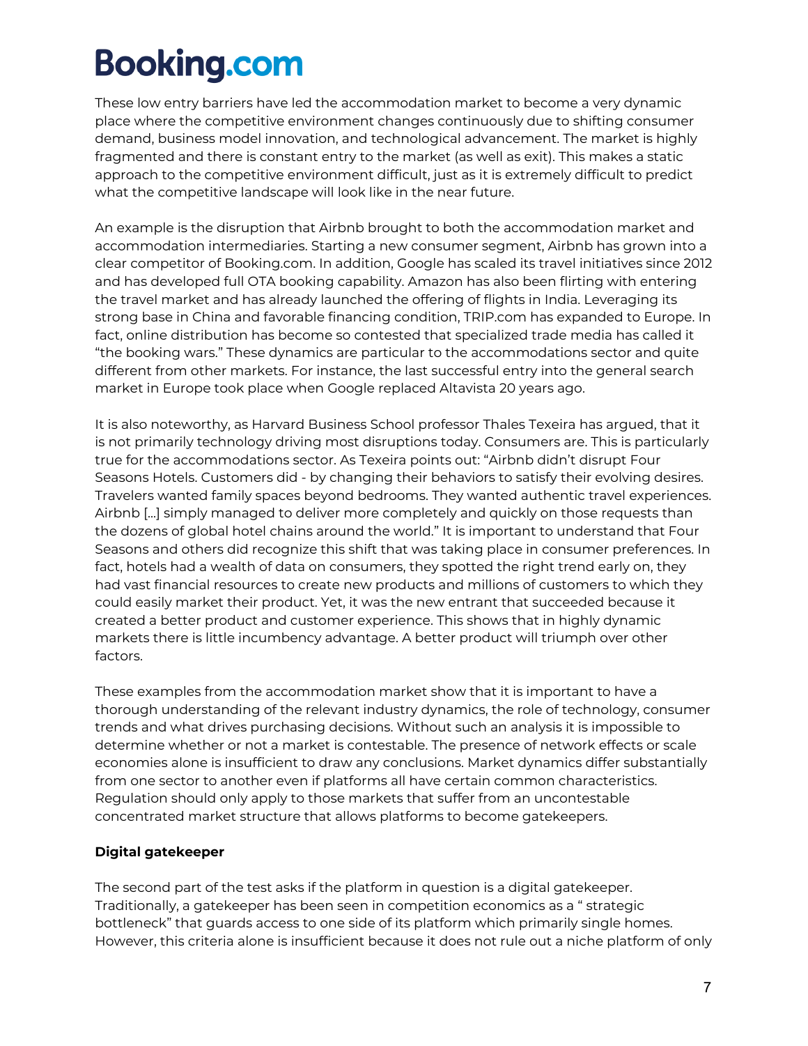These low entry barriers have led the accommodation market to become a very dynamic place where the competitive environment changes continuously due to shifting consumer demand, business model innovation, and technological advancement. The market is highly fragmented and there is constant entry to the market (as well as exit). This makes a static approach to the competitive environment difficult, just as it is extremely difficult to predict what the competitive landscape will look like in the near future.

An example is the disruption that Airbnb brought to both the accommodation market and accommodation intermediaries. Starting a new consumer segment, Airbnb has grown into a clear competitor of Booking.com. In addition, Google has scaled its travel initiatives since 2012 and has developed full OTA booking capability. Amazon has also been flirting with entering the travel market and has already launched the offering of flights in India. Leveraging its strong base in China and favorable financing condition, TRIP.com has expanded to Europe. In fact, online distribution has become so contested that specialized trade media has called it "the booking wars." These dynamics are particular to the accommodations sector and quite different from other markets. For instance, the last successful entry into the general search market in Europe took place when Google replaced Altavista 20 years ago.

It is also noteworthy, as Harvard Business School professor Thales Texeira has argued, that it is not primarily technology driving most disruptions today. Consumers are. This is particularly true for the accommodations sector. As Texeira points out: "Airbnb didn't disrupt Four Seasons Hotels. Customers did - by changing their behaviors to satisfy their evolving desires. Travelers wanted family spaces beyond bedrooms. They wanted authentic travel experiences. Airbnb [...] simply managed to deliver more completely and quickly on those requests than the dozens of global hotel chains around the world." It is important to understand that Four Seasons and others did recognize this shift that was taking place in consumer preferences. In fact, hotels had a wealth of data on consumers, they spotted the right trend early on, they had vast financial resources to create new products and millions of customers to which they could easily market their product. Yet, it was the new entrant that succeeded because it created a better product and customer experience. This shows that in highly dynamic markets there is little incumbency advantage. A better product will triumph over other factors.

These examples from the accommodation market show that it is important to have a thorough understanding of the relevant industry dynamics, the role of technology, consumer trends and what drives purchasing decisions. Without such an analysis it is impossible to determine whether or not a market is contestable. The presence of network effects or scale economies alone is insufficient to draw any conclusions. Market dynamics differ substantially from one sector to another even if platforms all have certain common characteristics. Regulation should only apply to those markets that suffer from an uncontestable concentrated market structure that allows platforms to become gatekeepers.

**Digital gatekeeper**

The second part of the test asks if the platform in question is a digital gatekeeper. Traditionally, a gatekeeper has been seen in competition economics as a " strategic bottleneck" that guards access to one side of its platform which primarily single homes. However, this criteria alone is insufficient because it does not rule out a niche platform of only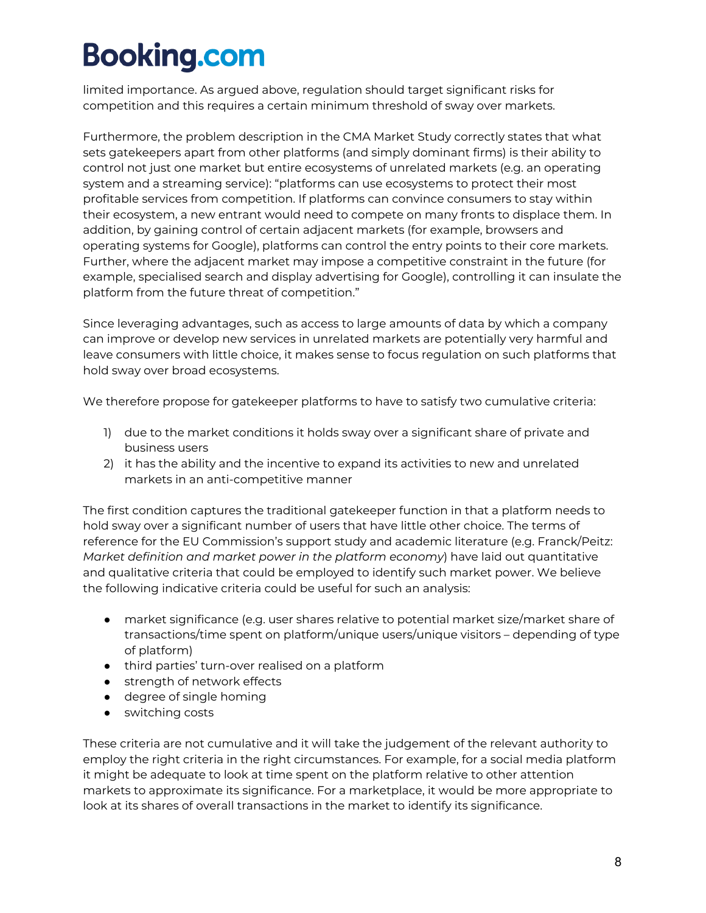limited importance. As argued above, regulation should target significant risks for competition and this requires a certain minimum threshold of sway over markets.

Furthermore, the problem description in the CMA Market Study correctly states that what sets gatekeepers apart from other platforms (and simply dominant firms) is their ability to control not just one market but entire ecosystems of unrelated markets (e.g. an operating system and a streaming service): "platforms can use ecosystems to protect their most profitable services from competition. If platforms can convince consumers to stay within their ecosystem, a new entrant would need to compete on many fronts to displace them. In addition, by gaining control of certain adjacent markets (for example, browsers and operating systems for Google), platforms can control the entry points to their core markets. Further, where the adjacent market may impose a competitive constraint in the future (for example, specialised search and display advertising for Google), controlling it can insulate the platform from the future threat of competition."

Since leveraging advantages, such as access to large amounts of data by which a company can improve or develop new services in unrelated markets are potentially very harmful and leave consumers with little choice, it makes sense to focus regulation on such platforms that hold sway over broad ecosystems.

We therefore propose for gatekeeper platforms to have to satisfy two cumulative criteria:

1) due to the market conditions it holds sway over a significant share of private and business users
2) it has the ability and the incentive to expand its activities to new and unrelated markets in an anti-competitive manner

The first condition captures the traditional gatekeeper function in that a platform needs to hold sway over a significant number of users that have little other choice. The terms of reference for the EU Commission's support study and academic literature (e.g. Franck/Peitz: *Market definition and market power in the platform economy*) have laid out quantitative and qualitative criteria that could be employed to identify such market power. We believe the following indicative criteria could be useful for such an analysis:

- market significance (e.g. user shares relative to potential market size/market share of transactions/time spent on platform/unique users/unique visitors – depending of type of platform)
- third parties' turn-over realised on a platform
- strength of network effects
- degree of single homing
- switching costs

These criteria are not cumulative and it will take the judgement of the relevant authority to employ the right criteria in the right circumstances. For example, for a social media platform it might be adequate to look at time spent on the platform relative to other attention markets to approximate its significance. For a marketplace, it would be more appropriate to look at its shares of overall transactions in the market to identify its significance.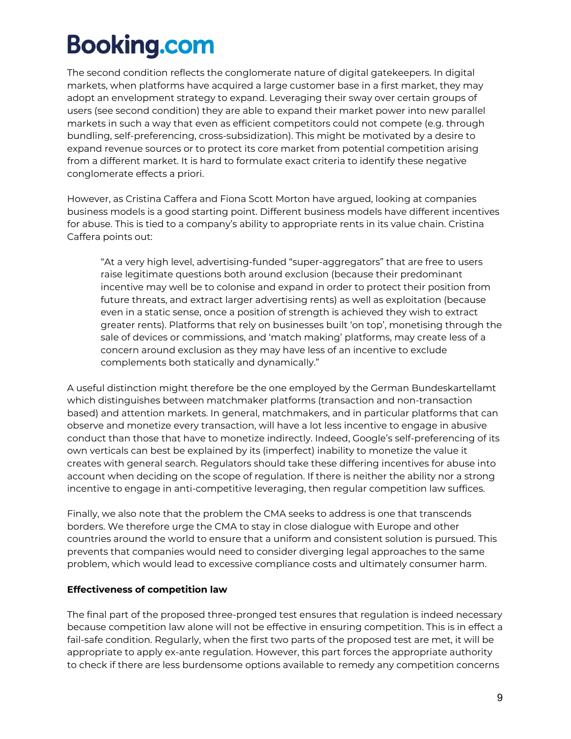The second condition reflects the conglomerate nature of digital gatekeepers. In digital markets, when platforms have acquired a large customer base in a first market, they may adopt an envelopment strategy to expand. Leveraging their sway over certain groups of users (see second condition) they are able to expand their market power into new parallel markets in such a way that even as efficient competitors could not compete (e.g. through bundling, self-preferencing, cross-subsidization). This might be motivated by a desire to expand revenue sources or to protect its core market from potential competition arising from a different market. It is hard to formulate exact criteria to identify these negative conglomerate effects a priori.

However, as Cristina Caffera and Fiona Scott Morton have argued, looking at companies business models is a good starting point. Different business models have different incentives for abuse. This is tied to a company's ability to appropriate rents in its value chain. Cristina Caffera points out:

> "At a very high level, advertising-funded "super-aggregators" that are free to users raise legitimate questions both around exclusion (because their predominant incentive may well be to colonise and expand in order to protect their position from future threats, and extract larger advertising rents) as well as exploitation (because even in a static sense, once a position of strength is achieved they wish to extract greater rents). Platforms that rely on businesses built 'on top', monetising through the sale of devices or commissions, and 'match making' platforms, may create less of a concern around exclusion as they may have less of an incentive to exclude complements both statically and dynamically."

A useful distinction might therefore be the one employed by the German Bundeskartellamt which distinguishes between matchmaker platforms (transaction and non-transaction based) and attention markets. In general, matchmakers, and in particular platforms that can observe and monetize every transaction, will have a lot less incentive to engage in abusive conduct than those that have to monetize indirectly. Indeed, Google's self-preferencing of its own verticals can best be explained by its (imperfect) inability to monetize the value it creates with general search. Regulators should take these differing incentives for abuse into account when deciding on the scope of regulation. If there is neither the ability nor a strong incentive to engage in anti-competitive leveraging, then regular competition law suffices.

Finally, we also note that the problem the CMA seeks to address is one that transcends borders. We therefore urge the CMA to stay in close dialogue with Europe and other countries around the world to ensure that a uniform and consistent solution is pursued. This prevents that companies would need to consider diverging legal approaches to the same problem, which would lead to excessive compliance costs and ultimately consumer harm.

**Effectiveness of competition law**

The final part of the proposed three-pronged test ensures that regulation is indeed necessary because competition law alone will not be effective in ensuring competition. This is in effect a fail-safe condition. Regularly, when the first two parts of the proposed test are met, it will be appropriate to apply ex-ante regulation. However, this part forces the appropriate authority to check if there are less burdensome options available to remedy any competition concerns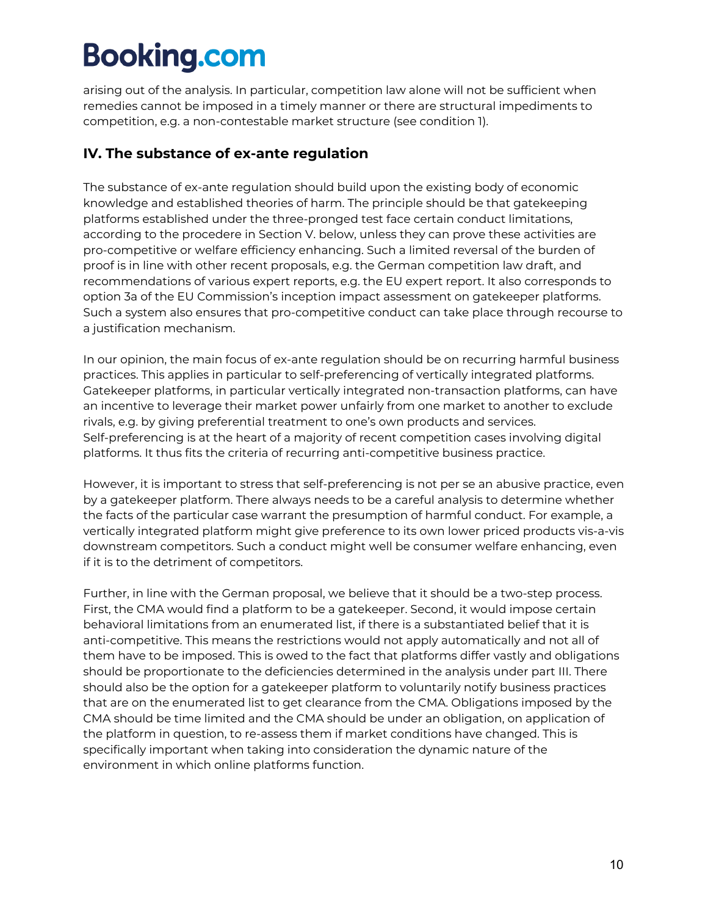arising out of the analysis. In particular, competition law alone will not be sufficient when remedies cannot be imposed in a timely manner or there are structural impediments to competition, e.g. a non-contestable market structure (see condition 1).

## IV. The substance of ex-ante regulation

The substance of ex-ante regulation should build upon the existing body of economic knowledge and established theories of harm. The principle should be that gatekeeping platforms established under the three-pronged test face certain conduct limitations, according to the procedere in Section V. below, unless they can prove these activities are pro-competitive or welfare efficiency enhancing. Such a limited reversal of the burden of proof is in line with other recent proposals, e.g. the German competition law draft, and recommendations of various expert reports, e.g. the EU expert report. It also corresponds to option 3a of the EU Commission's inception impact assessment on gatekeeper platforms. Such a system also ensures that pro-competitive conduct can take place through recourse to a justification mechanism.

In our opinion, the main focus of ex-ante regulation should be on recurring harmful business practices. This applies in particular to self-preferencing of vertically integrated platforms. Gatekeeper platforms, in particular vertically integrated non-transaction platforms, can have an incentive to leverage their market power unfairly from one market to another to exclude rivals, e.g. by giving preferential treatment to one's own products and services. Self-preferencing is at the heart of a majority of recent competition cases involving digital platforms. It thus fits the criteria of recurring anti-competitive business practice.

However, it is important to stress that self-preferencing is not per se an abusive practice, even by a gatekeeper platform. There always needs to be a careful analysis to determine whether the facts of the particular case warrant the presumption of harmful conduct. For example, a vertically integrated platform might give preference to its own lower priced products vis-a-vis downstream competitors. Such a conduct might well be consumer welfare enhancing, even if it is to the detriment of competitors.

Further, in line with the German proposal, we believe that it should be a two-step process. First, the CMA would find a platform to be a gatekeeper. Second, it would impose certain behavioral limitations from an enumerated list, if there is a substantiated belief that it is anti-competitive. This means the restrictions would not apply automatically and not all of them have to be imposed. This is owed to the fact that platforms differ vastly and obligations should be proportionate to the deficiencies determined in the analysis under part III. There should also be the option for a gatekeeper platform to voluntarily notify business practices that are on the enumerated list to get clearance from the CMA. Obligations imposed by the CMA should be time limited and the CMA should be under an obligation, on application of the platform in question, to re-assess them if market conditions have changed. This is specifically important when taking into consideration the dynamic nature of the environment in which online platforms function.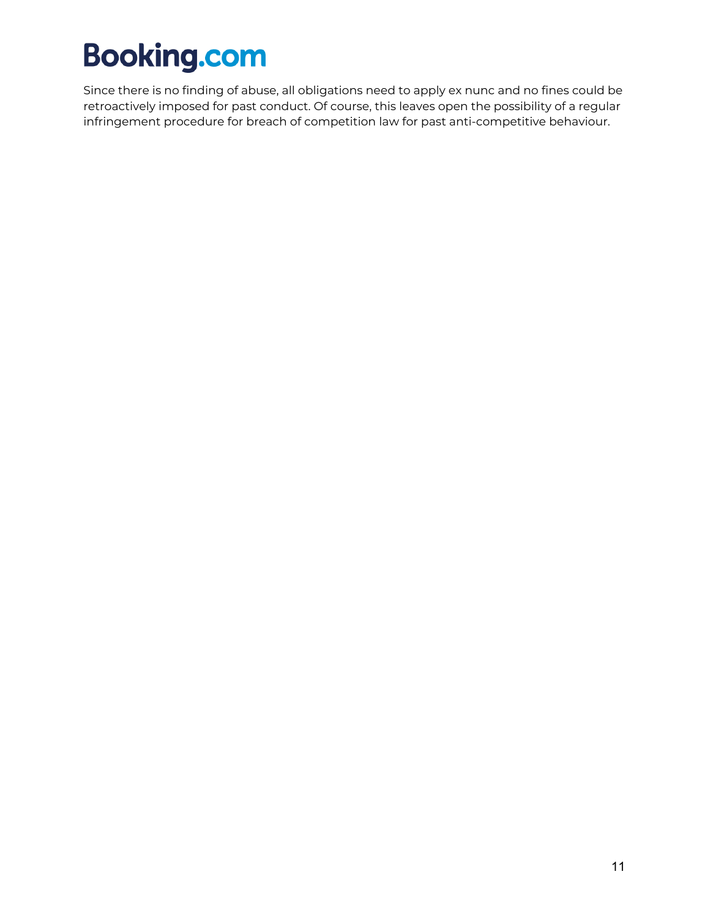Since there is no finding of abuse, all obligations need to apply ex nunc and no fines could be retroactively imposed for past conduct. Of course, this leaves open the possibility of a regular infringement procedure for breach of competition law for past anti-competitive behaviour.